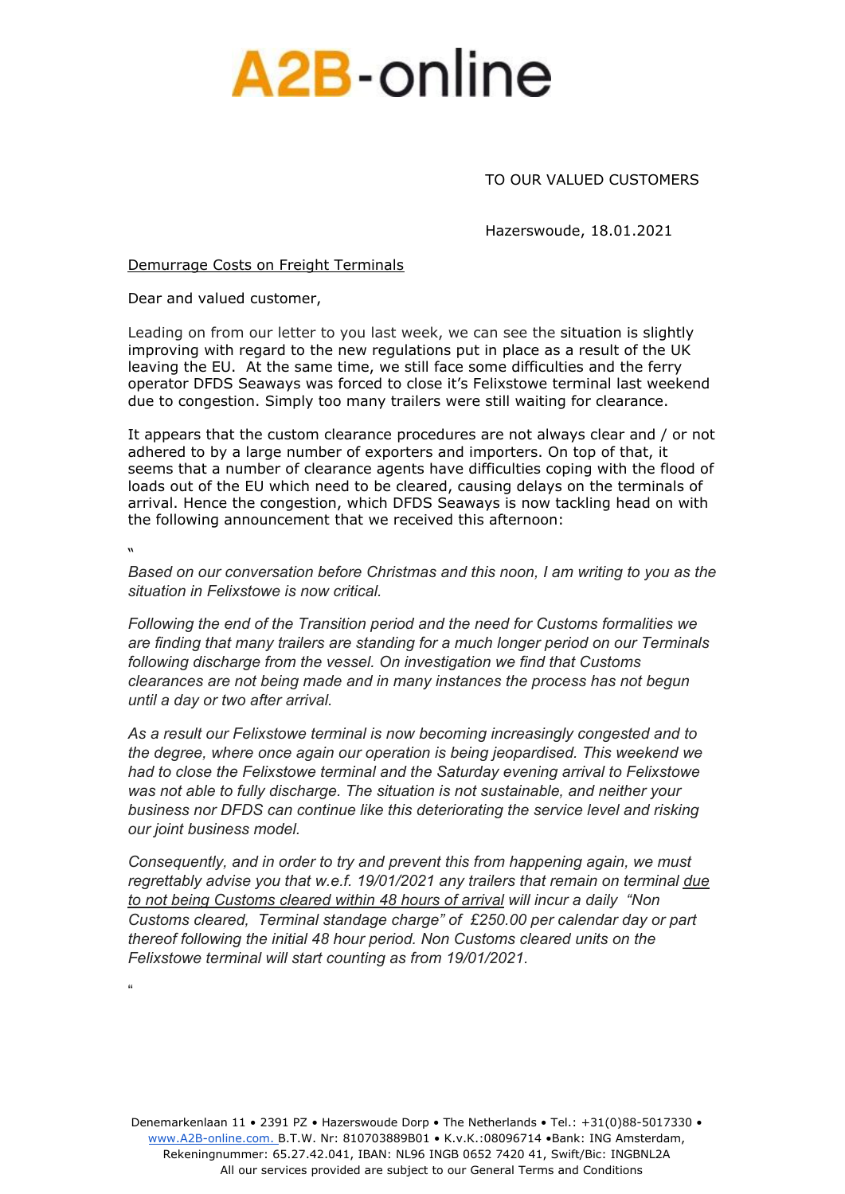# A2B-online

TO OUR VALUED CUSTOMERS

Hazerswoude, 18.01.2021

<u>Demurrage Costs on Freight Terminals</u>

Dear and valued customer,

Leading on from our letter to you last week, we can see the situation is slightly improving with regard to the new regulations put in place as a result of the UK leaving the EU. At the same time, we still face some difficulties and the ferry operator DFDS Seaways was forced to close it's Felixstowe terminal last weekend due to congestion. Simply too many trailers were still waiting for clearance.

It appears that the custom clearance procedures are not always clear and / or not adhered to by a large number of exporters and importers. On top of that, it seems that a number of clearance agents have difficulties coping with the flood of loads out of the EU which need to be cleared, causing delays on the terminals of arrival. Hence the congestion, which DFDS Seaways is now tackling head on with the following announcement that we received this afternoon:

"

*Based on our conversation before Christmas and this noon, I am writing to you as the situation in Felixstowe is now critical.*

*Following the end of the Transition period and the need for Customs formalities we are finding that many trailers are standing for a much longer period on our Terminals following discharge from the vessel. On investigation we find that Customs clearances are not being made and in many instances the process has not begun until a day or two after arrival.*

*As a result our Felixstowe terminal is now becoming increasingly congested and to the degree, where once again our operation is being jeopardised. This weekend we had to close the Felixstowe terminal and the Saturday evening arrival to Felixstowe was not able to fully discharge. The situation is not sustainable, and neither your business nor DFDS can continue like this deteriorating the service level and risking our joint business model.*

*Consequently, and in order to try and prevent this from happening again, we must regrettably advise you that w.e.f. 19/01/2021 any trailers that remain on terminal <u>due to not being Customs cleared within 48 hours of arrival</u> will incur a daily "Non Customs cleared, Terminal standage charge" of £250.00 per calendar day or part thereof following the initial 48 hour period. Non Customs cleared units on the Felixstowe terminal will start counting as from 19/01/2021.*

"

Denemarkenlaan 11 • 2391 PZ • Hazerswoude Dorp • The Netherlands • Tel.: +31(0)88-5017330 • www.A2B-online.com. B.T.W. Nr: 810703889B01 • K.v.K.:08096714 •Bank: ING Amsterdam, Rekeningnummer: 65.27.42.041, IBAN: NL96 INGB 0652 7420 41, Swift/Bic: INGBNL2A
All our services provided are subject to our General Terms and Conditions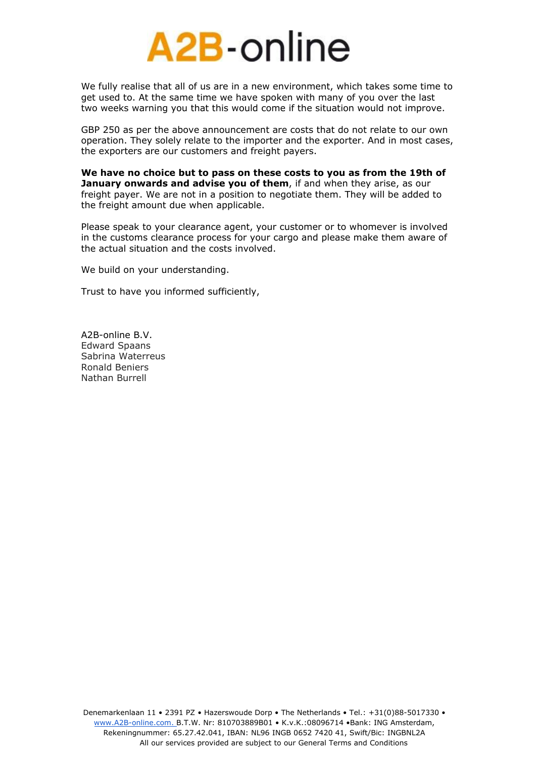We fully realise that all of us are in a new environment, which takes some time to get used to. At the same time we have spoken with many of you over the last two weeks warning you that this would come if the situation would not improve.

GBP 250 as per the above announcement are costs that do not relate to our own operation. They solely relate to the importer and the exporter. And in most cases, the exporters are our customers and freight payers.

**We have no choice but to pass on these costs to you as from the 19th of January onwards and advise you of them**, if and when they arise, as our freight payer. We are not in a position to negotiate them. They will be added to the freight amount due when applicable.

Please speak to your clearance agent, your customer or to whomever is involved in the customs clearance process for your cargo and please make them aware of the actual situation and the costs involved.

We build on your understanding.

Trust to have you informed sufficiently,

A2B-online B.V.
Edward Spaans
Sabrina Waterreus
Ronald Beniers
Nathan Burrell